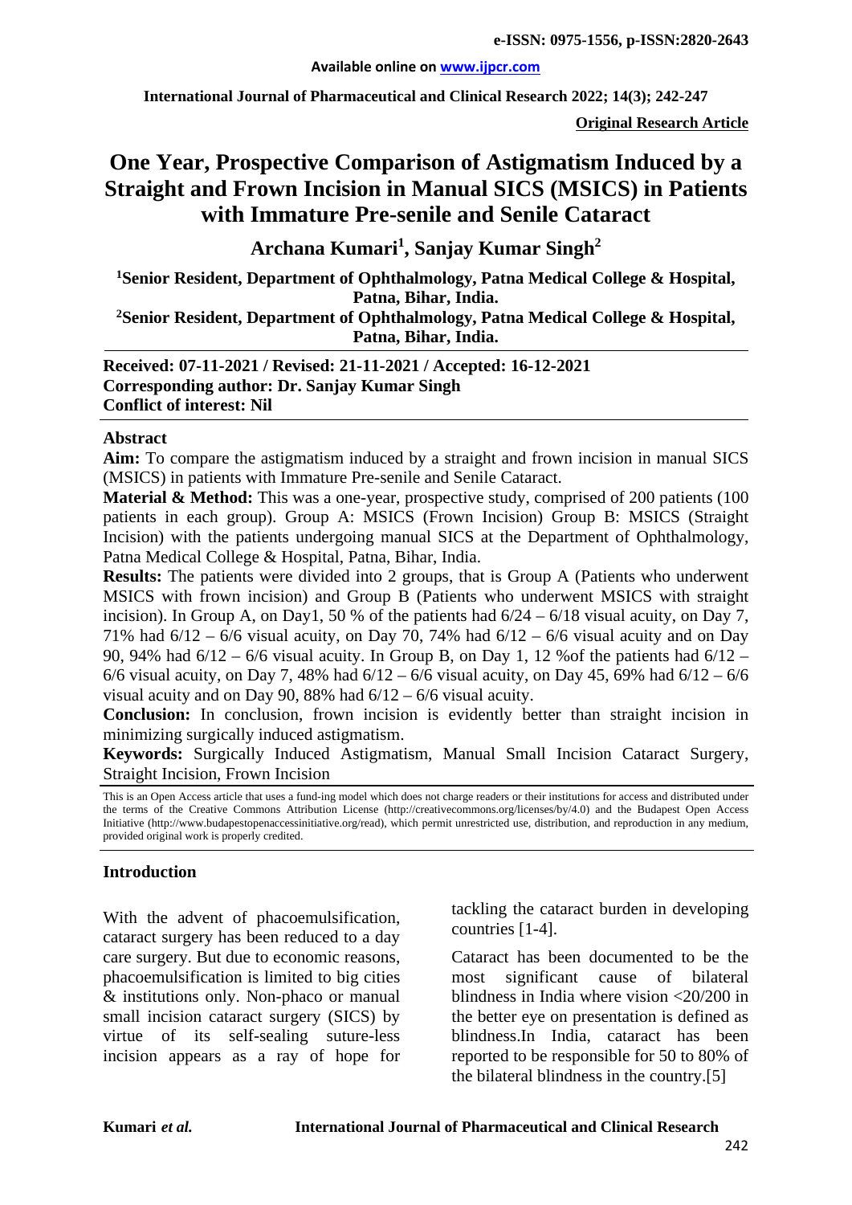**Original Research Article**

# One Year, Prospective Comparison of Astigmatism Induced by a Straight and Frown Incision in Manual SICS (MSICS) in Patients with Immature Pre-senile and Senile Cataract

**Archana Kumari[1], Sanjay Kumar Singh[2]**

**[1]Senior Resident, Department of Ophthalmology, Patna Medical College & Hospital, Patna, Bihar, India.**

**[2]Senior Resident, Department of Ophthalmology, Patna Medical College & Hospital, Patna, Bihar, India.**

**Received: 07-11-2021 / Revised: 21-11-2021 / Accepted: 16-12-2021**
**Corresponding author: Dr. Sanjay Kumar Singh**
**Conflict of interest: Nil**

## Abstract

**Aim:** To compare the astigmatism induced by a straight and frown incision in manual SICS (MSICS) in patients with Immature Pre-senile and Senile Cataract.

**Material & Method:** This was a one-year, prospective study, comprised of 200 patients (100 patients in each group). Group A: MSICS (Frown Incision) Group B: MSICS (Straight Incision) with the patients undergoing manual SICS at the Department of Ophthalmology, Patna Medical College & Hospital, Patna, Bihar, India.

**Results:** The patients were divided into 2 groups, that is Group A (Patients who underwent MSICS with frown incision) and Group B (Patients who underwent MSICS with straight incision). In Group A, on Day1, 50 % of the patients had 6/24 – 6/18 visual acuity, on Day 7, 71% had 6/12 – 6/6 visual acuity, on Day 70, 74% had 6/12 – 6/6 visual acuity and on Day 90, 94% had 6/12 – 6/6 visual acuity. In Group B, on Day 1, 12 %of the patients had 6/12 – 6/6 visual acuity, on Day 7, 48% had 6/12 – 6/6 visual acuity, on Day 45, 69% had 6/12 – 6/6 visual acuity and on Day 90, 88% had 6/12 – 6/6 visual acuity.

**Conclusion:** In conclusion, frown incision is evidently better than straight incision in minimizing surgically induced astigmatism.

**Keywords:** Surgically Induced Astigmatism, Manual Small Incision Cataract Surgery, Straight Incision, Frown Incision

This is an Open Access article that uses a fund-ing model which does not charge readers or their institutions for access and distributed under the terms of the Creative Commons Attribution License (http://creativecommons.org/licenses/by/4.0) and the Budapest Open Access Initiative (http://www.budapestopenaccessinitiative.org/read), which permit unrestricted use, distribution, and reproduction in any medium, provided original work is properly credited.

## Introduction

With the advent of phacoemulsification, cataract surgery has been reduced to a day care surgery. But due to economic reasons, phacoemulsification is limited to big cities & institutions only. Non-phaco or manual small incision cataract surgery (SICS) by virtue of its self-sealing suture-less incision appears as a ray of hope for tackling the cataract burden in developing countries [1-4].

Cataract has been documented to be the most significant cause of bilateral blindness in India where vision <20/200 in the better eye on presentation is defined as blindness.In India, cataract has been reported to be responsible for 50 to 80% of the bilateral blindness in the country.[5]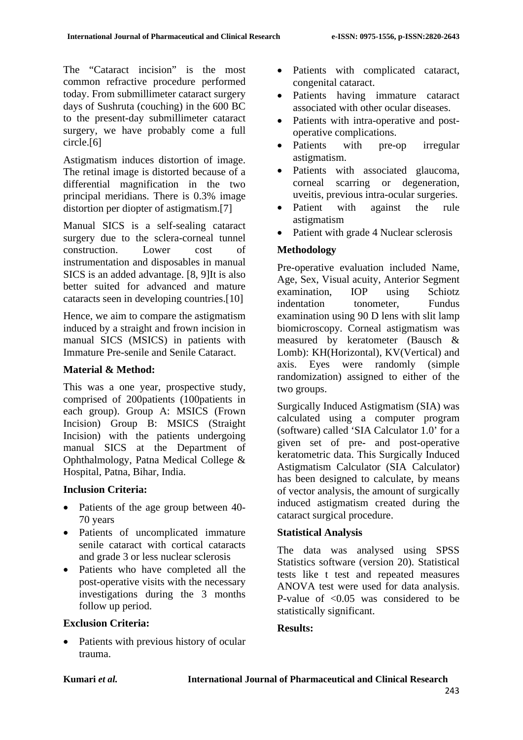The "Cataract incision" is the most common refractive procedure performed today. From submillimeter cataract surgery days of Sushruta (couching) in the 600 BC to the present-day submillimeter cataract surgery, we have probably come a full circle.[6]

Astigmatism induces distortion of image. The retinal image is distorted because of a differential magnification in the two principal meridians. There is 0.3% image distortion per diopter of astigmatism.[7]

Manual SICS is a self-sealing cataract surgery due to the sclera-corneal tunnel construction. Lower cost of instrumentation and disposables in manual SICS is an added advantage. [8, 9]It is also better suited for advanced and mature cataracts seen in developing countries.[10]

Hence, we aim to compare the astigmatism induced by a straight and frown incision in manual SICS (MSICS) in patients with Immature Pre-senile and Senile Cataract.

### Material & Method:

This was a one year, prospective study, comprised of 200patients (100patients in each group). Group A: MSICS (Frown Incision) Group B: MSICS (Straight Incision) with the patients undergoing manual SICS at the Department of Ophthalmology, Patna Medical College & Hospital, Patna, Bihar, India.

### Inclusion Criteria:

- Patients of the age group between 40-70 years
- Patients of uncomplicated immature senile cataract with cortical cataracts and grade 3 or less nuclear sclerosis
- Patients who have completed all the post-operative visits with the necessary investigations during the 3 months follow up period.

### Exclusion Criteria:

- Patients with previous history of ocular trauma.
- Patients with complicated cataract, congenital cataract.
- Patients having immature cataract associated with other ocular diseases.
- Patients with intra-operative and post-operative complications.
- Patients with pre-op irregular astigmatism.
- Patients with associated glaucoma, corneal scarring or degeneration, uveitis, previous intra-ocular surgeries.
- Patient with against the rule astigmatism
- Patient with grade 4 Nuclear sclerosis

### Methodology

Pre-operative evaluation included Name, Age, Sex, Visual acuity, Anterior Segment examination, IOP using Schiotz indentation tonometer, Fundus examination using 90 D lens with slit lamp biomicroscopy. Corneal astigmatism was measured by keratometer (Bausch & Lomb): KH(Horizontal), KV(Vertical) and axis. Eyes were randomly (simple randomization) assigned to either of the two groups.

Surgically Induced Astigmatism (SIA) was calculated using a computer program (software) called 'SIA Calculator 1.0' for a given set of pre- and post-operative keratometric data. This Surgically Induced Astigmatism Calculator (SIA Calculator) has been designed to calculate, by means of vector analysis, the amount of surgically induced astigmatism created during the cataract surgical procedure.

### Statistical Analysis

The data was analysed using SPSS Statistics software (version 20). Statistical tests like t test and repeated measures ANOVA test were used for data analysis. P-value of $<0.05$ was considered to be statistically significant.

### Results: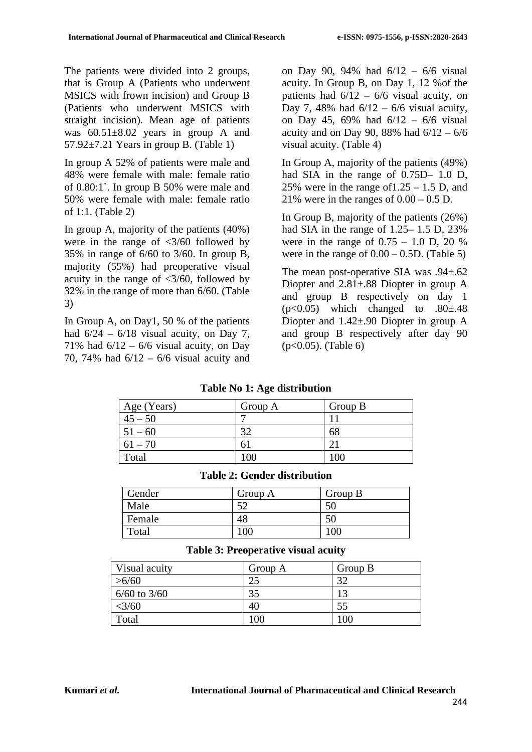The patients were divided into 2 groups, that is Group A (Patients who underwent MSICS with frown incision) and Group B (Patients who underwent MSICS with straight incision). Mean age of patients was 60.51±8.02 years in group A and 57.92±7.21 Years in group B. (Table 1)

In group A 52% of patients were male and 48% were female with male: female ratio of 0.80:1`. In group B 50% were male and 50% were female with male: female ratio of 1:1. (Table 2)

In group A, majority of the patients (40%) were in the range of <3/60 followed by 35% in range of 6/60 to 3/60. In group B, majority (55%) had preoperative visual acuity in the range of <3/60, followed by 32% in the range of more than 6/60. (Table 3)

In Group A, on Day1, 50 % of the patients had 6/24 – 6/18 visual acuity, on Day 7, 71% had 6/12 – 6/6 visual acuity, on Day 70, 74% had 6/12 – 6/6 visual acuity and on Day 90, 94% had 6/12 – 6/6 visual acuity. In Group B, on Day 1, 12 %of the patients had 6/12 – 6/6 visual acuity, on Day 7, 48% had 6/12 – 6/6 visual acuity, on Day 45, 69% had 6/12 – 6/6 visual acuity and on Day 90, 88% had 6/12 – 6/6 visual acuity. (Table 4)

In Group A, majority of the patients (49%) had SIA in the range of 0.75D– 1.0 D, 25% were in the range of1.25 – 1.5 D, and 21% were in the ranges of 0.00 – 0.5 D.

In Group B, majority of the patients (26%) had SIA in the range of 1.25– 1.5 D, 23% were in the range of 0.75 – 1.0 D, 20 % were in the range of 0.00 – 0.5D. (Table 5)

The mean post-operative SIA was .94±.62 Diopter and 2.81±.88 Diopter in group A and group B respectively on day 1 ($p<0.05$) which changed to .80±.48 Diopter and 1.42±.90 Diopter in group A and group B respectively after day 90 ($p<0.05$). (Table 6)

**Table No 1: Age distribution**

| Age (Years) | Group A | Group B |
|---|---|---|
| 45 – 50 | 7 | 11 |
| 51 – 60 | 32 | 68 |
| 61 – 70 | 61 | 21 |
| Total | 100 | 100 |

**Table 2: Gender distribution**

| Gender | Group A | Group B |
|---|---|---|
| Male | 52 | 50 |
| Female | 48 | 50 |
| Total | 100 | 100 |

**Table 3: Preoperative visual acuity**

| Visual acuity | Group A | Group B |
|---|---|---|
| >6/60 | 25 | 32 |
| 6/60 to 3/60 | 35 | 13 |
| <3/60 | 40 | 55 |
| Total | 100 | 100 |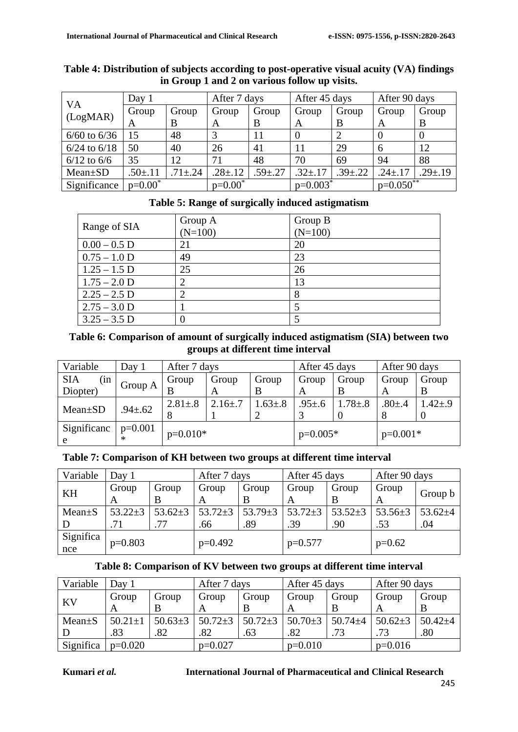**Table 4: Distribution of subjects according to post-operative visual acuity (VA) findings in Group 1 and 2 on various follow up visits.**

| VA (LogMAR) | Day 1 | | After 7 days | | After 45 days | | After 90 days | |
|---|---|---|---|---|---|---|---|---|
| | Group A | Group B | Group A | Group B | Group A | Group B | Group A | Group B |
| 6/60 to 6/36 | 15 | 48 | 3 | 11 | 0 | 2 | 0 | 0 |
| 6/24 to 6/18 | 50 | 40 | 26 | 41 | 11 | 29 | 6 | 12 |
| 6/12 to 6/6 | 35 | 12 | 71 | 48 | 70 | 69 | 94 | 88 |
| Mean±SD | .50±.11 | .71±.24 | .28±.12 | .59±.27 | .32±.17 | .39±.22 | .24±.17 | .29±.19 |
| Significance | p=0.00* | | p=0.00* | | p=0.003* | | p=0.050** | |

**Table 5: Range of surgically induced astigmatism**

| Range of SIA | Group A (N=100) | Group B (N=100) |
|---|---|---|
| 0.00 – 0.5 D | 21 | 20 |
| 0.75 – 1.0 D | 49 | 23 |
| 1.25 – 1.5 D | 25 | 26 |
| 1.75 – 2.0 D | 2 | 13 |
| 2.25 – 2.5 D | 2 | 8 |
| 2.75 – 3.0 D | 1 | 5 |
| 3.25 – 3.5 D | 0 | 5 |

**Table 6: Comparison of amount of surgically induced astigmatism (SIA) between two groups at different time interval**

| Variable | Day 1 | After 7 days | | | After 45 days | | After 90 days | |
|---|---|---|---|---|---|---|---|---|
| SIA (in Diopter) | Group A | Group B | Group A | Group B | Group A | Group B | Group A | Group B |
| Mean±SD | .94±.62 | 2.81±.88 | 2.16±.71 | 1.63±.82 | .95±.63 | 1.78±.80 | .80±.48 | 1.42±.90 |
| Significance | p=0.001* | p=0.010* | | | p=0.005* | | p=0.001* | |

**Table 7: Comparison of KH between two groups at different time interval**

| Variable | Day 1 | | After 7 days | | After 45 days | | After 90 days | |
|---|---|---|---|---|---|---|---|---|
| KH | Group A | Group B | Group A | Group B | Group A | Group B | Group A | Group b |
| Mean±SD | 53.22±3.71 | 53.62±3.77 | 53.72±3.66 | 53.79±3.89 | 53.72±3.39 | 53.52±3.90 | 53.56±3.53 | 53.62±4.04 |
| Significance | p=0.803 | | p=0.492 | | p=0.577 | | p=0.62 | |

**Table 8: Comparison of KV between two groups at different time interval**

| Variable | Day 1 | | After 7 days | | After 45 days | | After 90 days | |
|---|---|---|---|---|---|---|---|---|
| KV | Group A | Group B | Group A | Group B | Group A | Group B | Group A | Group B |
| Mean±SD | 50.21±1.83 | 50.63±3.82 | 50.72±3.82 | 50.72±3.63 | 50.70±3.82 | 50.74±4.73 | 50.62±3.73 | 50.42±4.80 |
| Significa | p=0.020 | | p=0.027 | | p=0.010 | | p=0.016 | |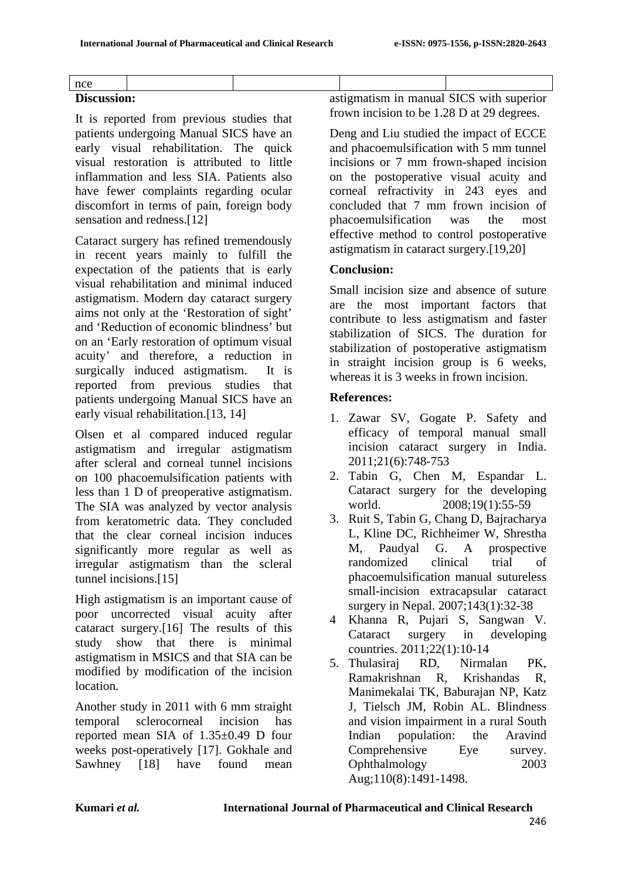| nce | | | | |
|---|---|---|---|---|

**Discussion:**

It is reported from previous studies that patients undergoing Manual SICS have an early visual rehabilitation. The quick visual restoration is attributed to little inflammation and less SIA. Patients also have fewer complaints regarding ocular discomfort in terms of pain, foreign body sensation and redness.[12]

Cataract surgery has refined tremendously in recent years mainly to fulfill the expectation of the patients that is early visual rehabilitation and minimal induced astigmatism. Modern day cataract surgery aims not only at the 'Restoration of sight' and 'Reduction of economic blindness' but on an 'Early restoration of optimum visual acuity' and therefore, a reduction in surgically induced astigmatism. It is reported from previous studies that patients undergoing Manual SICS have an early visual rehabilitation.[13, 14]

Olsen et al compared induced regular astigmatism and irregular astigmatism after scleral and corneal tunnel incisions on 100 phacoemulsification patients with less than 1 D of preoperative astigmatism. The SIA was analyzed by vector analysis from keratometric data. They concluded that the clear corneal incision induces significantly more regular as well as irregular astigmatism than the scleral tunnel incisions.[15]

High astigmatism is an important cause of poor uncorrected visual acuity after cataract surgery.[16] The results of this study show that there is minimal astigmatism in MSICS and that SIA can be modified by modification of the incision location.

Another study in 2011 with 6 mm straight temporal sclerocorneal incision has reported mean SIA of 1.35±0.49 D four weeks post-operatively [17]. Gokhale and Sawhney [18] have found mean astigmatism in manual SICS with superior frown incision to be 1.28 D at 29 degrees.

Deng and Liu studied the impact of ECCE and phacoemulsification with 5 mm tunnel incisions or 7 mm frown-shaped incision on the postoperative visual acuity and corneal refractivity in 243 eyes and concluded that 7 mm frown incision of phacoemulsification was the most effective method to control postoperative astigmatism in cataract surgery.[19,20]

**Conclusion:**

Small incision size and absence of suture are the most important factors that contribute to less astigmatism and faster stabilization of SICS. The duration for stabilization of postoperative astigmatism in straight incision group is 6 weeks, whereas it is 3 weeks in frown incision.

**References:**

1. Zawar SV, Gogate P. Safety and efficacy of temporal manual small incision cataract surgery in India. 2011;21(6):748-753
2. Tabin G, Chen M, Espandar L. Cataract surgery for the developing world. 2008;19(1):55-59
3. Ruit S, Tabin G, Chang D, Bajracharya L, Kline DC, Richheimer W, Shrestha M, Paudyal G. A prospective randomized clinical trial of phacoemulsification manual sutureless small-incision extracapsular cataract surgery in Nepal. 2007;143(1):32-38
4. Khanna R, Pujari S, Sangwan V. Cataract surgery in developing countries. 2011;22(1):10-14
5. Thulasiraj RD, Nirmalan PK, Ramakrishnan R, Krishandas R, Manimekalai TK, Baburajan NP, Katz J, Tielsch JM, Robin AL. Blindness and vision impairment in a rural South Indian population: the Aravind Comprehensive Eye survey. Ophthalmology 2003 Aug;110(8):1491-1498.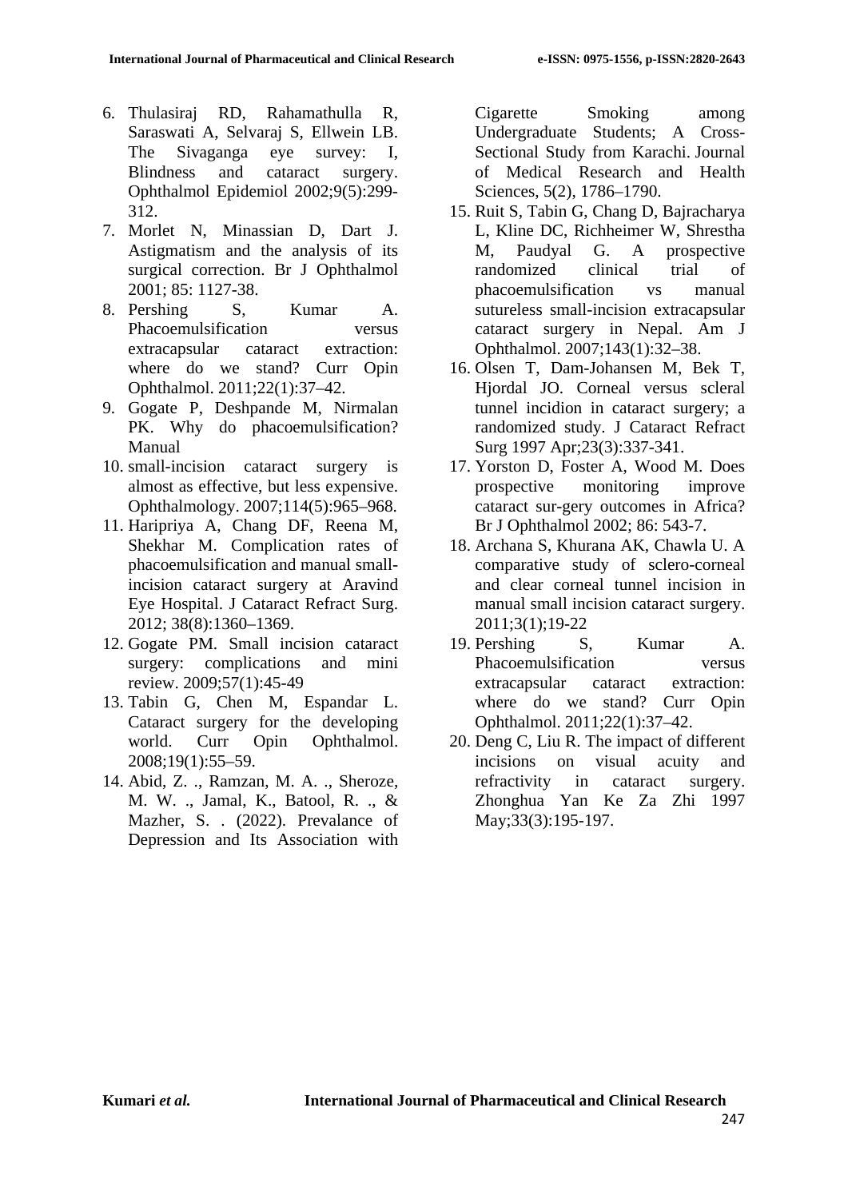6. Thulasiraj RD, Rahamathulla R, Saraswati A, Selvaraj S, Ellwein LB. The Sivaganga eye survey: I, Blindness and cataract surgery. Ophthalmol Epidemiol 2002;9(5):299-312.
7. Morlet N, Minassian D, Dart J. Astigmatism and the analysis of its surgical correction. Br J Ophthalmol 2001; 85: 1127-38.
8. Pershing S, Kumar A. Phacoemulsification versus extracapsular cataract extraction: where do we stand? Curr Opin Ophthalmol. 2011;22(1):37–42.
9. Gogate P, Deshpande M, Nirmalan PK. Why do phacoemulsification? Manual
10. small-incision cataract surgery is almost as effective, but less expensive. Ophthalmology. 2007;114(5):965–968.
11. Haripriya A, Chang DF, Reena M, Shekhar M. Complication rates of phacoemulsification and manual small-incision cataract surgery at Aravind Eye Hospital. J Cataract Refract Surg. 2012; 38(8):1360–1369.
12. Gogate PM. Small incision cataract surgery: complications and mini review. 2009;57(1):45-49
13. Tabin G, Chen M, Espandar L. Cataract surgery for the developing world. Curr Opin Ophthalmol. 2008;19(1):55–59.
14. Abid, Z. ., Ramzan, M. A. ., Sheroze, M. W. ., Jamal, K., Batool, R. ., & Mazher, S. . (2022). Prevalance of Depression and Its Association with Cigarette Smoking among Undergraduate Students; A Cross-Sectional Study from Karachi. Journal of Medical Research and Health Sciences, 5(2), 1786–1790.
15. Ruit S, Tabin G, Chang D, Bajracharya L, Kline DC, Richheimer W, Shrestha M, Paudyal G. A prospective randomized clinical trial of phacoemulsification vs manual sutureless small-incision extracapsular cataract surgery in Nepal. Am J Ophthalmol. 2007;143(1):32–38.
16. Olsen T, Dam-Johansen M, Bek T, Hjordal JO. Corneal versus scleral tunnel incidion in cataract surgery; a randomized study. J Cataract Refract Surg 1997 Apr;23(3):337-341.
17. Yorston D, Foster A, Wood M. Does prospective monitoring improve cataract sur-gery outcomes in Africa? Br J Ophthalmol 2002; 86: 543-7.
18. Archana S, Khurana AK, Chawla U. A comparative study of sclero-corneal and clear corneal tunnel incision in manual small incision cataract surgery. 2011;3(1);19-22
19. Pershing S, Kumar A. Phacoemulsification versus extracapsular cataract extraction: where do we stand? Curr Opin Ophthalmol. 2011;22(1):37–42.
20. Deng C, Liu R. The impact of different incisions on visual acuity and refractivity in cataract surgery. Zhonghua Yan Ke Za Zhi 1997 May;33(3):195-197.